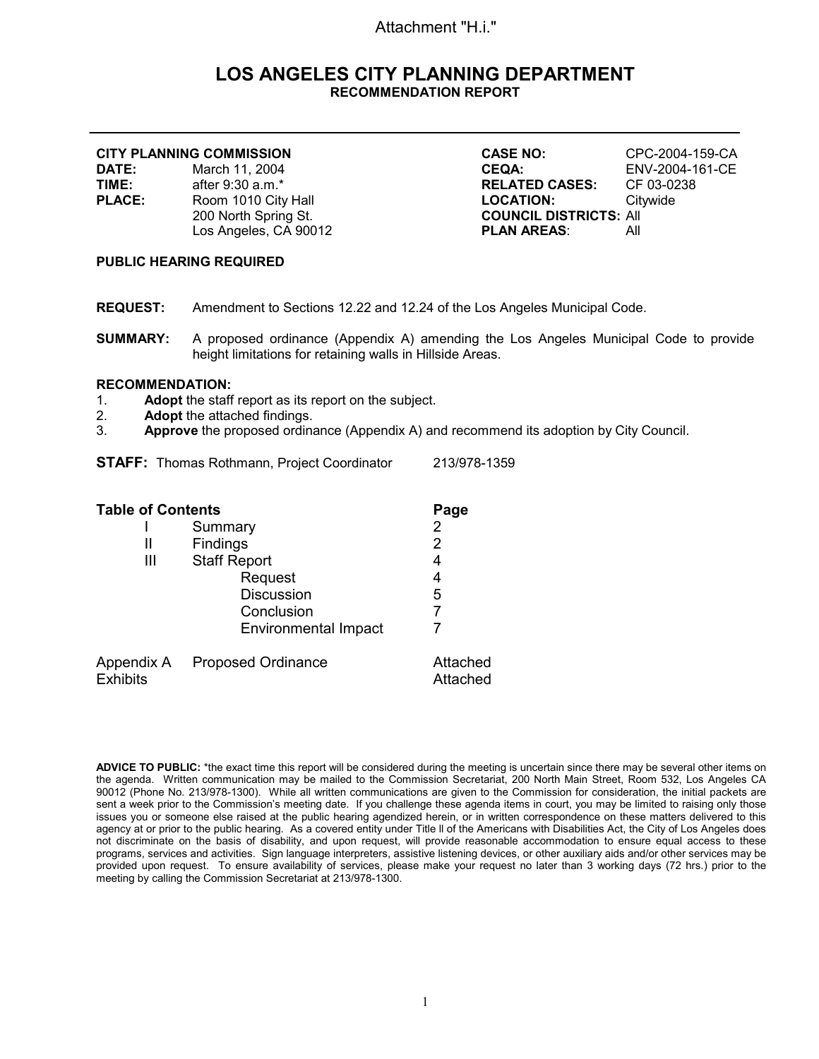Attachment "H.i."

# LOS ANGELES CITY PLANNING DEPARTMENT
## RECOMMENDATION REPORT

---

**CITY PLANNING COMMISSION**

**DATE:** March 11, 2004
**TIME:** after 9:30 a.m.*
**PLACE:** Room 1010 City Hall
200 North Spring St.
Los Angeles, CA 90012

**CASE NO:** CPC-2004-159-CA
**CEQA:** ENV-2004-161-CE
**RELATED CASES:** CF 03-0238
**LOCATION:** Citywide
**COUNCIL DISTRICTS:** All
**PLAN AREAS**: All

**PUBLIC HEARING REQUIRED**

**REQUEST:** Amendment to Sections 12.22 and 12.24 of the Los Angeles Municipal Code.

**SUMMARY:** A proposed ordinance (Appendix A) amending the Los Angeles Municipal Code to provide height limitations for retaining walls in Hillside Areas.

**RECOMMENDATION:**
1. **Adopt** the staff report as its report on the subject.
2. **Adopt** the attached findings.
3. **Approve** the proposed ordinance (Appendix A) and recommend its adoption by City Council.

**STAFF:** Thomas Rothmann, Project Coordinator 213/978-1359

| **Table of Contents** | | **Page** |
|---|---|---|
| I | Summary | 2 |
| II | Findings | 2 |
| III | Staff Report | 4 |
| | Request | 4 |
| | Discussion | 5 |
| | Conclusion | 7 |
| | Environmental Impact | 7 |
| Appendix A | Proposed Ordinance | Attached |
| Exhibits | | Attached |

**ADVICE TO PUBLIC:** *the exact time this report will be considered during the meeting is uncertain since there may be several other items on the agenda. Written communication may be mailed to the Commission Secretariat, 200 North Main Street, Room 532, Los Angeles CA 90012 (Phone No. 213/978-1300). While all written communications are given to the Commission for consideration, the initial packets are sent a week prior to the Commission's meeting date. If you challenge these agenda items in court, you may be limited to raising only those issues you or someone else raised at the public hearing agendized herein, or in written correspondence on these matters delivered to this agency at or prior to the public hearing. As a covered entity under Title ll of the Americans with Disabilities Act, the City of Los Angeles does not discriminate on the basis of disability, and upon request, will provide reasonable accommodation to ensure equal access to these programs, services and activities. Sign language interpreters, assistive listening devices, or other auxiliary aids and/or other services may be provided upon request. To ensure availability of services, please make your request no later than 3 working days (72 hrs.) prior to the meeting by calling the Commission Secretariat at 213/978-1300.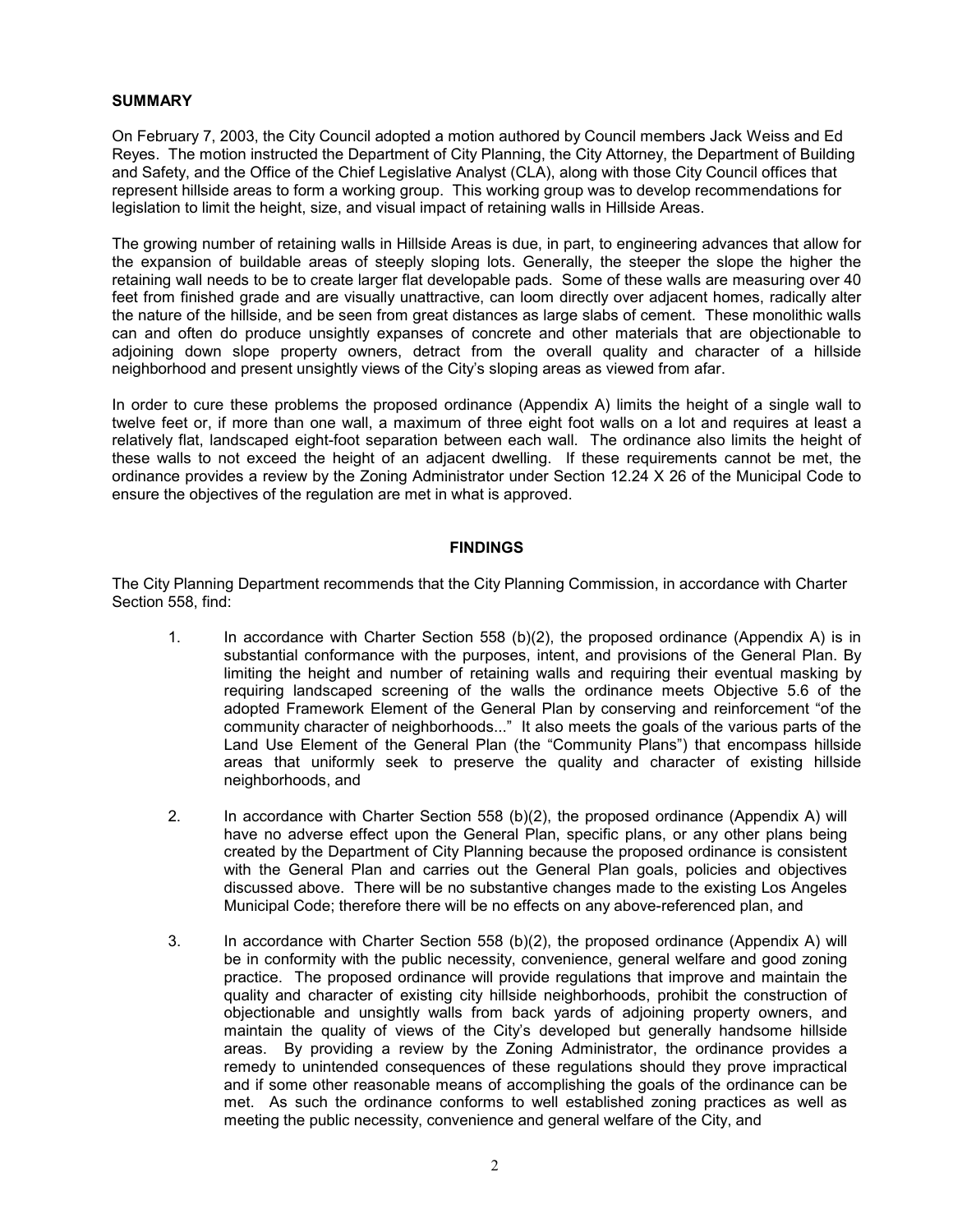**SUMMARY**

On February 7, 2003, the City Council adopted a motion authored by Council members Jack Weiss and Ed Reyes. The motion instructed the Department of City Planning, the City Attorney, the Department of Building and Safety, and the Office of the Chief Legislative Analyst (CLA), along with those City Council offices that represent hillside areas to form a working group. This working group was to develop recommendations for legislation to limit the height, size, and visual impact of retaining walls in Hillside Areas.

The growing number of retaining walls in Hillside Areas is due, in part, to engineering advances that allow for the expansion of buildable areas of steeply sloping lots. Generally, the steeper the slope the higher the retaining wall needs to be to create larger flat developable pads. Some of these walls are measuring over 40 feet from finished grade and are visually unattractive, can loom directly over adjacent homes, radically alter the nature of the hillside, and be seen from great distances as large slabs of cement. These monolithic walls can and often do produce unsightly expanses of concrete and other materials that are objectionable to adjoining down slope property owners, detract from the overall quality and character of a hillside neighborhood and present unsightly views of the City's sloping areas as viewed from afar.

In order to cure these problems the proposed ordinance (Appendix A) limits the height of a single wall to twelve feet or, if more than one wall, a maximum of three eight foot walls on a lot and requires at least a relatively flat, landscaped eight-foot separation between each wall. The ordinance also limits the height of these walls to not exceed the height of an adjacent dwelling. If these requirements cannot be met, the ordinance provides a review by the Zoning Administrator under Section 12.24 X 26 of the Municipal Code to ensure the objectives of the regulation are met in what is approved.

**FINDINGS**

The City Planning Department recommends that the City Planning Commission, in accordance with Charter Section 558, find:

1. In accordance with Charter Section 558 (b)(2), the proposed ordinance (Appendix A) is in substantial conformance with the purposes, intent, and provisions of the General Plan. By limiting the height and number of retaining walls and requiring their eventual masking by requiring landscaped screening of the walls the ordinance meets Objective 5.6 of the adopted Framework Element of the General Plan by conserving and reinforcement "of the community character of neighborhoods..." It also meets the goals of the various parts of the Land Use Element of the General Plan (the "Community Plans") that encompass hillside areas that uniformly seek to preserve the quality and character of existing hillside neighborhoods, and

2. In accordance with Charter Section 558 (b)(2), the proposed ordinance (Appendix A) will have no adverse effect upon the General Plan, specific plans, or any other plans being created by the Department of City Planning because the proposed ordinance is consistent with the General Plan and carries out the General Plan goals, policies and objectives discussed above. There will be no substantive changes made to the existing Los Angeles Municipal Code; therefore there will be no effects on any above-referenced plan, and

3. In accordance with Charter Section 558 (b)(2), the proposed ordinance (Appendix A) will be in conformity with the public necessity, convenience, general welfare and good zoning practice. The proposed ordinance will provide regulations that improve and maintain the quality and character of existing city hillside neighborhoods, prohibit the construction of objectionable and unsightly walls from back yards of adjoining property owners, and maintain the quality of views of the City's developed but generally handsome hillside areas. By providing a review by the Zoning Administrator, the ordinance provides a remedy to unintended consequences of these regulations should they prove impractical and if some other reasonable means of accomplishing the goals of the ordinance can be met. As such the ordinance conforms to well established zoning practices as well as meeting the public necessity, convenience and general welfare of the City, and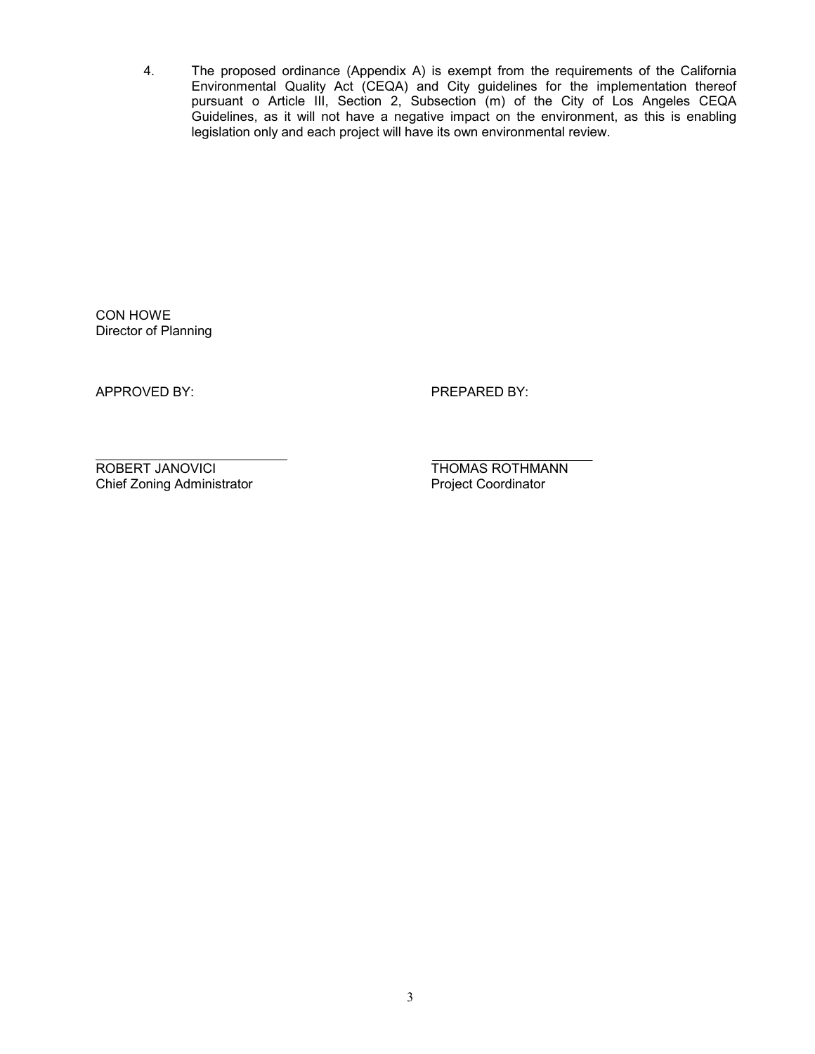4. The proposed ordinance (Appendix A) is exempt from the requirements of the California Environmental Quality Act (CEQA) and City guidelines for the implementation thereof pursuant o Article III, Section 2, Subsection (m) of the City of Los Angeles CEQA Guidelines, as it will not have a negative impact on the environment, as this is enabling legislation only and each project will have its own environmental review.

CON HOWE
Director of Planning

APPROVED BY:

ROBERT JANOVICI
Chief Zoning Administrator

PREPARED BY:

THOMAS ROTHMANN
Project Coordinator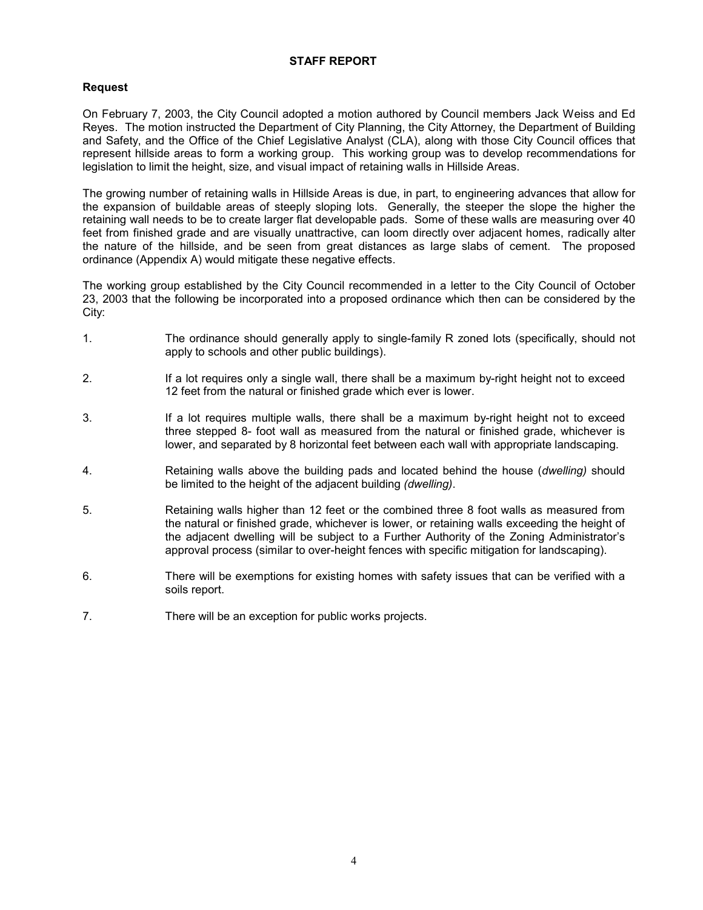# STAFF REPORT

## Request

On February 7, 2003, the City Council adopted a motion authored by Council members Jack Weiss and Ed Reyes. The motion instructed the Department of City Planning, the City Attorney, the Department of Building and Safety, and the Office of the Chief Legislative Analyst (CLA), along with those City Council offices that represent hillside areas to form a working group. This working group was to develop recommendations for legislation to limit the height, size, and visual impact of retaining walls in Hillside Areas.

The growing number of retaining walls in Hillside Areas is due, in part, to engineering advances that allow for the expansion of buildable areas of steeply sloping lots. Generally, the steeper the slope the higher the retaining wall needs to be to create larger flat developable pads. Some of these walls are measuring over 40 feet from finished grade and are visually unattractive, can loom directly over adjacent homes, radically alter the nature of the hillside, and be seen from great distances as large slabs of cement. The proposed ordinance (Appendix A) would mitigate these negative effects.

The working group established by the City Council recommended in a letter to the City Council of October 23, 2003 that the following be incorporated into a proposed ordinance which then can be considered by the City:

1. The ordinance should generally apply to single-family R zoned lots (specifically, should not apply to schools and other public buildings).
2. If a lot requires only a single wall, there shall be a maximum by-right height not to exceed 12 feet from the natural or finished grade which ever is lower.
3. If a lot requires multiple walls, there shall be a maximum by-right height not to exceed three stepped 8- foot wall as measured from the natural or finished grade, whichever is lower, and separated by 8 horizontal feet between each wall with appropriate landscaping.
4. Retaining walls above the building pads and located behind the house (*dwelling)* should be limited to the height of the adjacent building *(dwelling)*.
5. Retaining walls higher than 12 feet or the combined three 8 foot walls as measured from the natural or finished grade, whichever is lower, or retaining walls exceeding the height of the adjacent dwelling will be subject to a Further Authority of the Zoning Administrator's approval process (similar to over-height fences with specific mitigation for landscaping).
6. There will be exemptions for existing homes with safety issues that can be verified with a soils report.
7. There will be an exception for public works projects.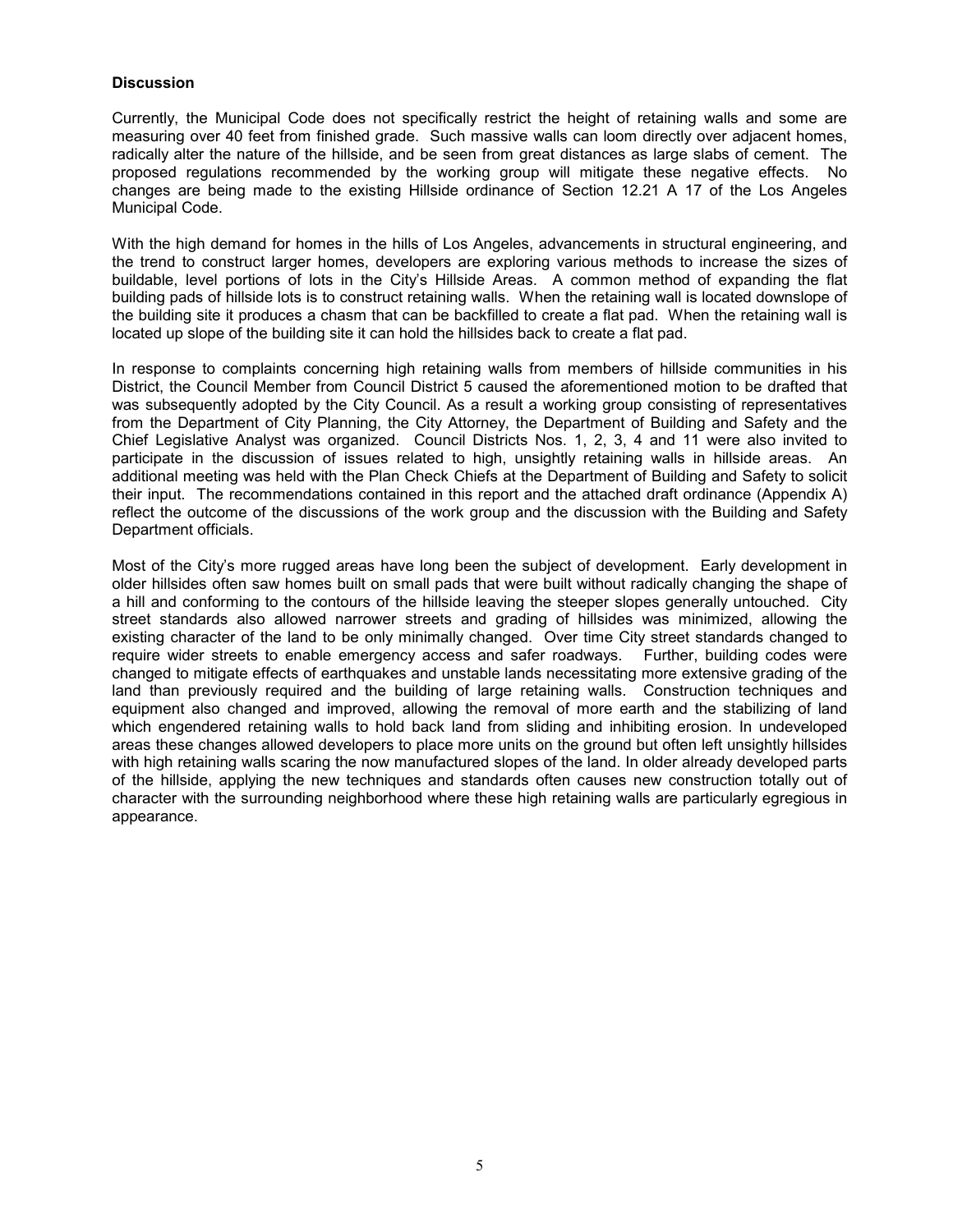## Discussion

Currently, the Municipal Code does not specifically restrict the height of retaining walls and some are measuring over 40 feet from finished grade. Such massive walls can loom directly over adjacent homes, radically alter the nature of the hillside, and be seen from great distances as large slabs of cement. The proposed regulations recommended by the working group will mitigate these negative effects. No changes are being made to the existing Hillside ordinance of Section 12.21 A 17 of the Los Angeles Municipal Code.

With the high demand for homes in the hills of Los Angeles, advancements in structural engineering, and the trend to construct larger homes, developers are exploring various methods to increase the sizes of buildable, level portions of lots in the City's Hillside Areas. A common method of expanding the flat building pads of hillside lots is to construct retaining walls. When the retaining wall is located downslope of the building site it produces a chasm that can be backfilled to create a flat pad. When the retaining wall is located up slope of the building site it can hold the hillsides back to create a flat pad.

In response to complaints concerning high retaining walls from members of hillside communities in his District, the Council Member from Council District 5 caused the aforementioned motion to be drafted that was subsequently adopted by the City Council. As a result a working group consisting of representatives from the Department of City Planning, the City Attorney, the Department of Building and Safety and the Chief Legislative Analyst was organized. Council Districts Nos. 1, 2, 3, 4 and 11 were also invited to participate in the discussion of issues related to high, unsightly retaining walls in hillside areas. An additional meeting was held with the Plan Check Chiefs at the Department of Building and Safety to solicit their input. The recommendations contained in this report and the attached draft ordinance (Appendix A) reflect the outcome of the discussions of the work group and the discussion with the Building and Safety Department officials.

Most of the City's more rugged areas have long been the subject of development. Early development in older hillsides often saw homes built on small pads that were built without radically changing the shape of a hill and conforming to the contours of the hillside leaving the steeper slopes generally untouched. City street standards also allowed narrower streets and grading of hillsides was minimized, allowing the existing character of the land to be only minimally changed. Over time City street standards changed to require wider streets to enable emergency access and safer roadways. Further, building codes were changed to mitigate effects of earthquakes and unstable lands necessitating more extensive grading of the land than previously required and the building of large retaining walls. Construction techniques and equipment also changed and improved, allowing the removal of more earth and the stabilizing of land which engendered retaining walls to hold back land from sliding and inhibiting erosion. In undeveloped areas these changes allowed developers to place more units on the ground but often left unsightly hillsides with high retaining walls scaring the now manufactured slopes of the land. In older already developed parts of the hillside, applying the new techniques and standards often causes new construction totally out of character with the surrounding neighborhood where these high retaining walls are particularly egregious in appearance.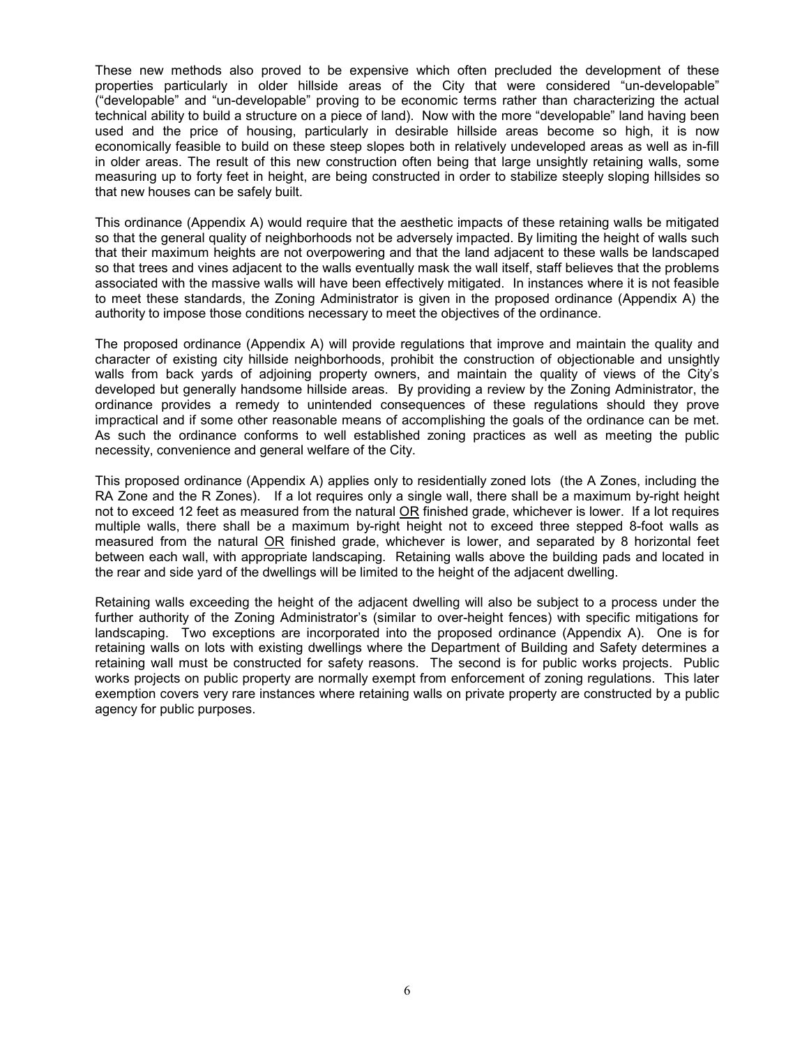These new methods also proved to be expensive which often precluded the development of these properties particularly in older hillside areas of the City that were considered "un-developable" ("developable" and "un-developable" proving to be economic terms rather than characterizing the actual technical ability to build a structure on a piece of land). Now with the more "developable" land having been used and the price of housing, particularly in desirable hillside areas become so high, it is now economically feasible to build on these steep slopes both in relatively undeveloped areas as well as in-fill in older areas. The result of this new construction often being that large unsightly retaining walls, some measuring up to forty feet in height, are being constructed in order to stabilize steeply sloping hillsides so that new houses can be safely built.

This ordinance (Appendix A) would require that the aesthetic impacts of these retaining walls be mitigated so that the general quality of neighborhoods not be adversely impacted. By limiting the height of walls such that their maximum heights are not overpowering and that the land adjacent to these walls be landscaped so that trees and vines adjacent to the walls eventually mask the wall itself, staff believes that the problems associated with the massive walls will have been effectively mitigated. In instances where it is not feasible to meet these standards, the Zoning Administrator is given in the proposed ordinance (Appendix A) the authority to impose those conditions necessary to meet the objectives of the ordinance.

The proposed ordinance (Appendix A) will provide regulations that improve and maintain the quality and character of existing city hillside neighborhoods, prohibit the construction of objectionable and unsightly walls from back yards of adjoining property owners, and maintain the quality of views of the City's developed but generally handsome hillside areas. By providing a review by the Zoning Administrator, the ordinance provides a remedy to unintended consequences of these regulations should they prove impractical and if some other reasonable means of accomplishing the goals of the ordinance can be met. As such the ordinance conforms to well established zoning practices as well as meeting the public necessity, convenience and general welfare of the City.

This proposed ordinance (Appendix A) applies only to residentially zoned lots (the A Zones, including the RA Zone and the R Zones). If a lot requires only a single wall, there shall be a maximum by-right height not to exceed 12 feet as measured from the natural <u>OR</u> finished grade, whichever is lower. If a lot requires multiple walls, there shall be a maximum by-right height not to exceed three stepped 8-foot walls as measured from the natural <u>OR</u> finished grade, whichever is lower, and separated by 8 horizontal feet between each wall, with appropriate landscaping. Retaining walls above the building pads and located in the rear and side yard of the dwellings will be limited to the height of the adjacent dwelling.

Retaining walls exceeding the height of the adjacent dwelling will also be subject to a process under the further authority of the Zoning Administrator's (similar to over-height fences) with specific mitigations for landscaping. Two exceptions are incorporated into the proposed ordinance (Appendix A). One is for retaining walls on lots with existing dwellings where the Department of Building and Safety determines a retaining wall must be constructed for safety reasons. The second is for public works projects. Public works projects on public property are normally exempt from enforcement of zoning regulations. This later exemption covers very rare instances where retaining walls on private property are constructed by a public agency for public purposes.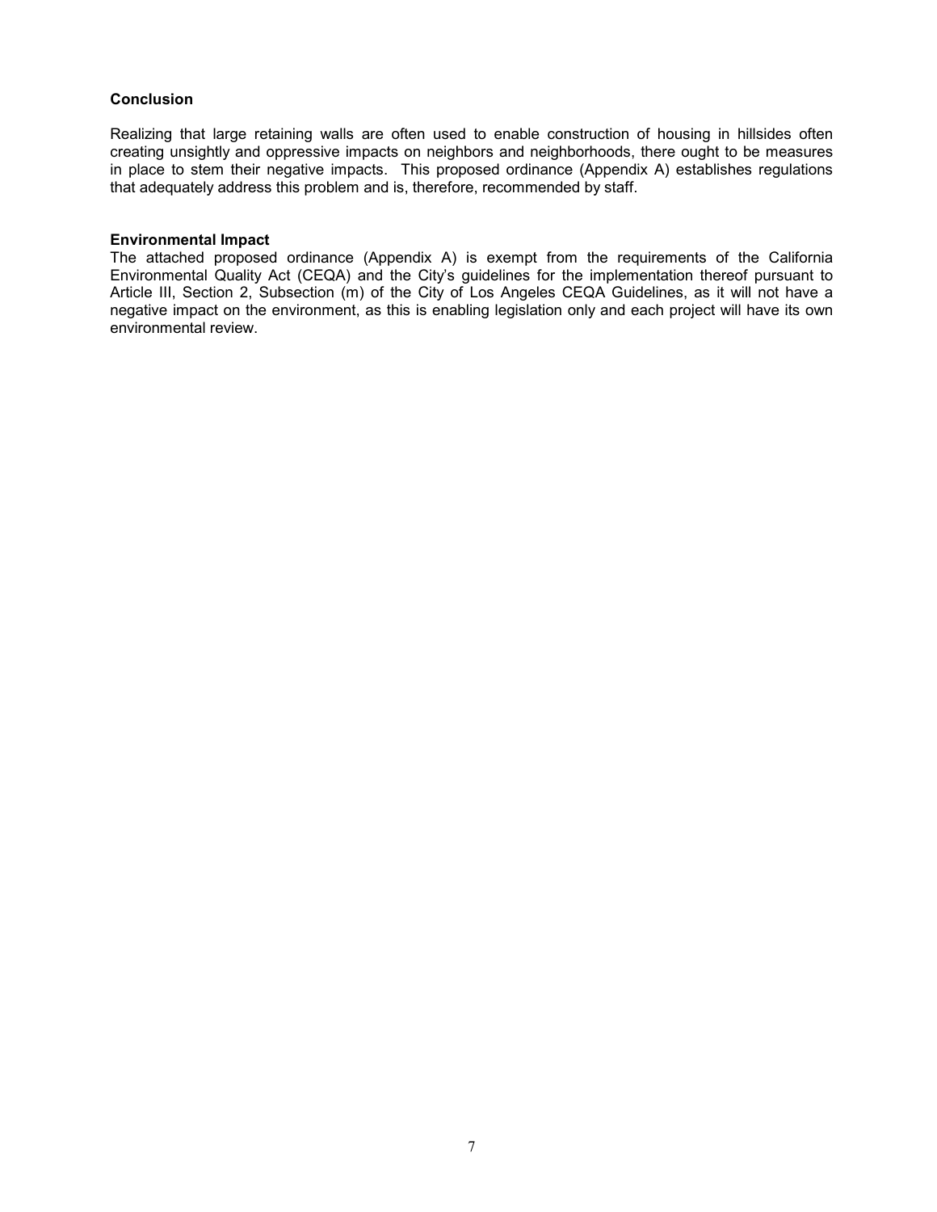**Conclusion**

Realizing that large retaining walls are often used to enable construction of housing in hillsides often creating unsightly and oppressive impacts on neighbors and neighborhoods, there ought to be measures in place to stem their negative impacts. This proposed ordinance (Appendix A) establishes regulations that adequately address this problem and is, therefore, recommended by staff.

**Environmental Impact**

The attached proposed ordinance (Appendix A) is exempt from the requirements of the California Environmental Quality Act (CEQA) and the City's guidelines for the implementation thereof pursuant to Article III, Section 2, Subsection (m) of the City of Los Angeles CEQA Guidelines, as it will not have a negative impact on the environment, as this is enabling legislation only and each project will have its own environmental review.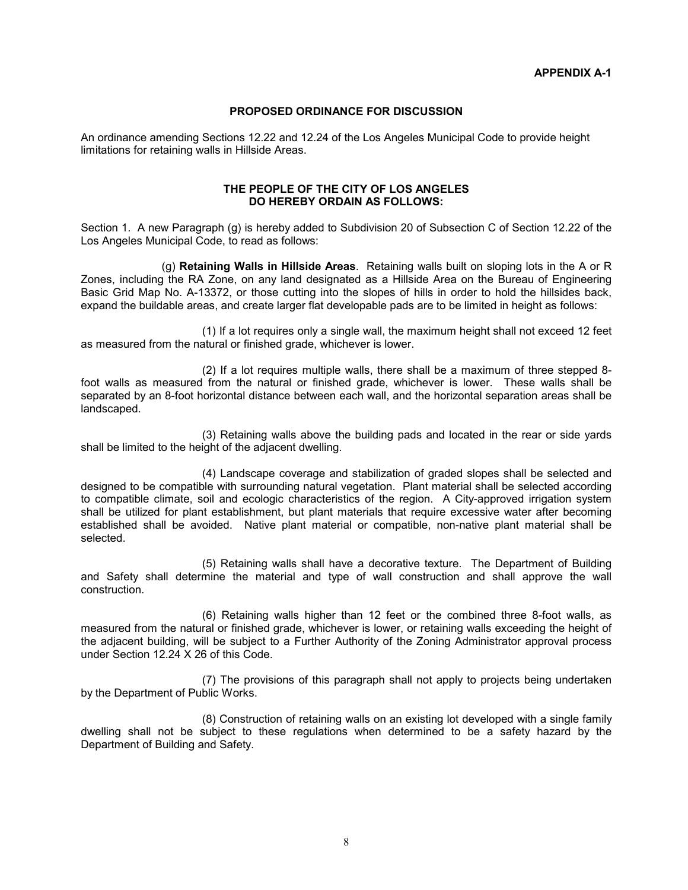**APPENDIX A-1**

**PROPOSED ORDINANCE FOR DISCUSSION**

An ordinance amending Sections 12.22 and 12.24 of the Los Angeles Municipal Code to provide height limitations for retaining walls in Hillside Areas.

**THE PEOPLE OF THE CITY OF LOS ANGELES**
**DO HEREBY ORDAIN AS FOLLOWS:**

Section 1. A new Paragraph (g) is hereby added to Subdivision 20 of Subsection C of Section 12.22 of the Los Angeles Municipal Code, to read as follows:

(g) **Retaining Walls in Hillside Areas**. Retaining walls built on sloping lots in the A or R Zones, including the RA Zone, on any land designated as a Hillside Area on the Bureau of Engineering Basic Grid Map No. A-13372, or those cutting into the slopes of hills in order to hold the hillsides back, expand the buildable areas, and create larger flat developable pads are to be limited in height as follows:

(1) If a lot requires only a single wall, the maximum height shall not exceed 12 feet as measured from the natural or finished grade, whichever is lower.

(2) If a lot requires multiple walls, there shall be a maximum of three stepped 8-foot walls as measured from the natural or finished grade, whichever is lower. These walls shall be separated by an 8-foot horizontal distance between each wall, and the horizontal separation areas shall be landscaped.

(3) Retaining walls above the building pads and located in the rear or side yards shall be limited to the height of the adjacent dwelling.

(4) Landscape coverage and stabilization of graded slopes shall be selected and designed to be compatible with surrounding natural vegetation. Plant material shall be selected according to compatible climate, soil and ecologic characteristics of the region. A City-approved irrigation system shall be utilized for plant establishment, but plant materials that require excessive water after becoming established shall be avoided. Native plant material or compatible, non-native plant material shall be selected.

(5) Retaining walls shall have a decorative texture. The Department of Building and Safety shall determine the material and type of wall construction and shall approve the wall construction.

(6) Retaining walls higher than 12 feet or the combined three 8-foot walls, as measured from the natural or finished grade, whichever is lower, or retaining walls exceeding the height of the adjacent building, will be subject to a Further Authority of the Zoning Administrator approval process under Section 12.24 X 26 of this Code.

(7) The provisions of this paragraph shall not apply to projects being undertaken by the Department of Public Works.

(8) Construction of retaining walls on an existing lot developed with a single family dwelling shall not be subject to these regulations when determined to be a safety hazard by the Department of Building and Safety.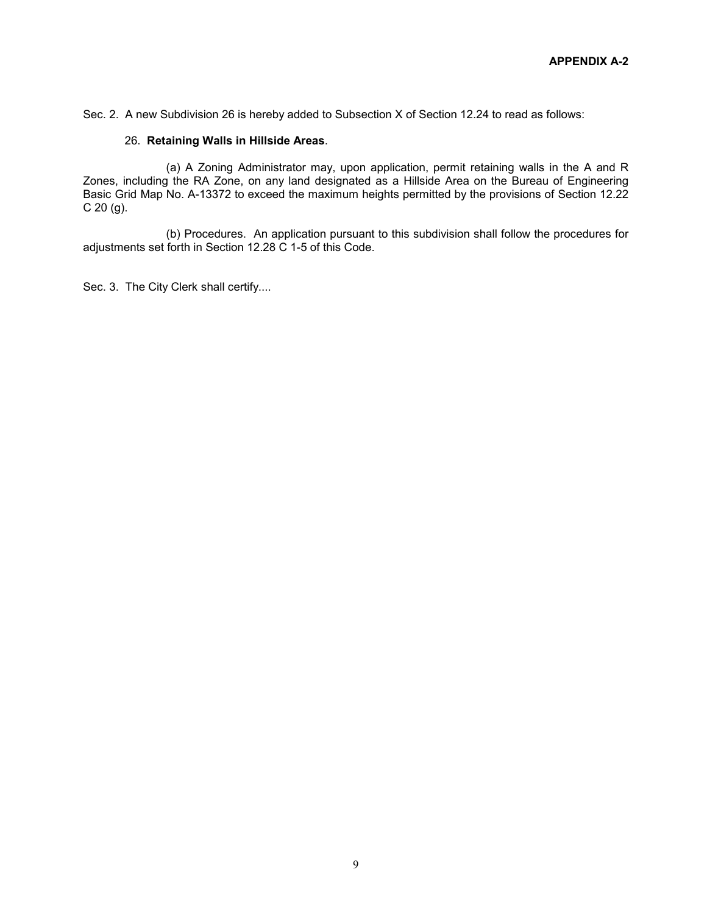**APPENDIX A-2**

Sec. 2. A new Subdivision 26 is hereby added to Subsection X of Section 12.24 to read as follows:

26. **Retaining Walls in Hillside Areas**.

(a) A Zoning Administrator may, upon application, permit retaining walls in the A and R Zones, including the RA Zone, on any land designated as a Hillside Area on the Bureau of Engineering Basic Grid Map No. A-13372 to exceed the maximum heights permitted by the provisions of Section 12.22 C 20 (g).

(b) Procedures. An application pursuant to this subdivision shall follow the procedures for adjustments set forth in Section 12.28 C 1-5 of this Code.

Sec. 3. The City Clerk shall certify....